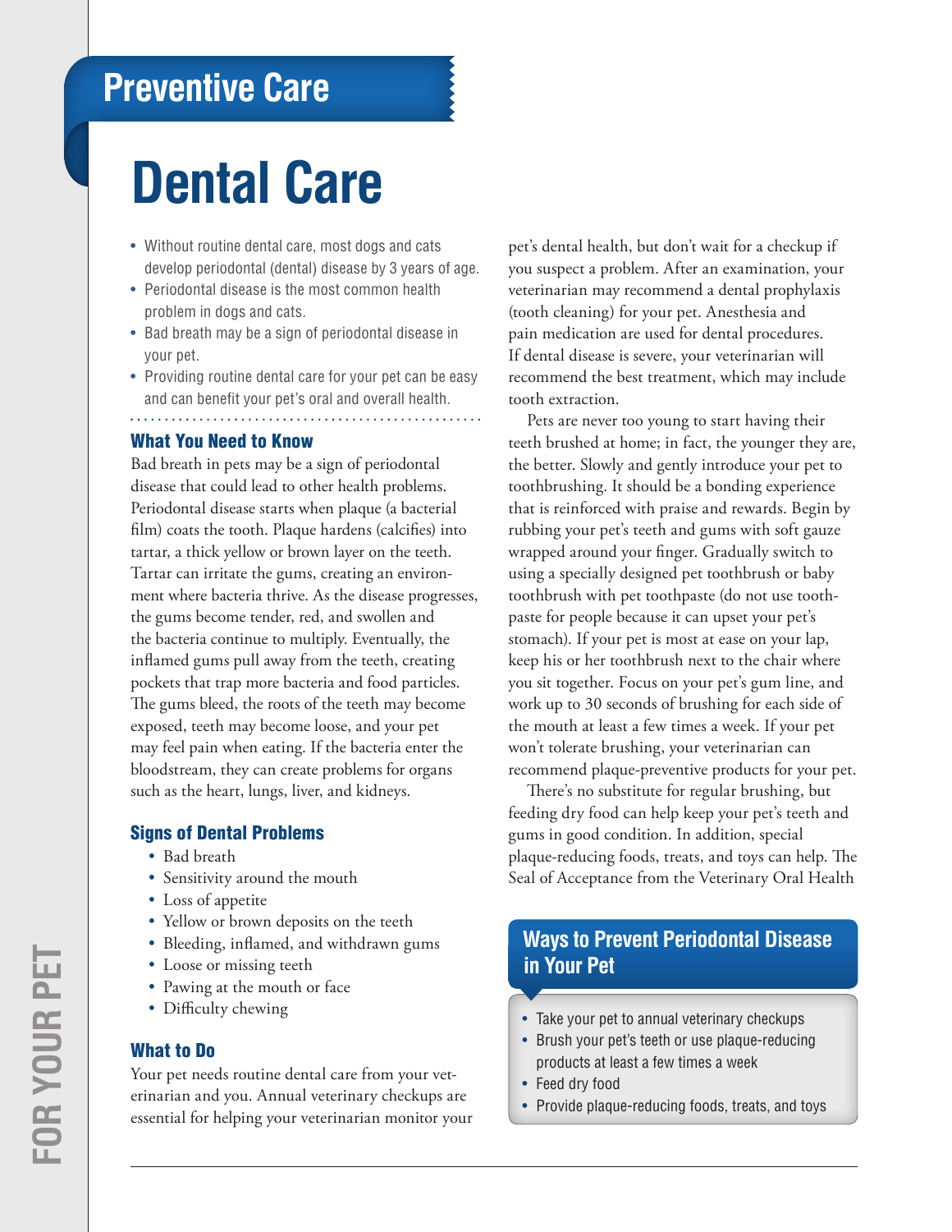## Preventive Care

# Dental Care

- Without routine dental care, most dogs and cats develop periodontal (dental) disease by 3 years of age.
- Periodontal disease is the most common health problem in dogs and cats.
- Bad breath may be a sign of periodontal disease in your pet.
- Providing routine dental care for your pet can be easy and can benefit your pet's oral and overall health.

### What You Need to Know

Bad breath in pets may be a sign of periodontal disease that could lead to other health problems. Periodontal disease starts when plaque (a bacterial film) coats the tooth. Plaque hardens (calcifies) into tartar, a thick yellow or brown layer on the teeth. Tartar can irritate the gums, creating an environment where bacteria thrive. As the disease progresses, the gums become tender, red, and swollen and the bacteria continue to multiply. Eventually, the inflamed gums pull away from the teeth, creating pockets that trap more bacteria and food particles. The gums bleed, the roots of the teeth may become exposed, teeth may become loose, and your pet may feel pain when eating. If the bacteria enter the bloodstream, they can create problems for organs such as the heart, lungs, liver, and kidneys.

### Signs of Dental Problems

- Bad breath
- Sensitivity around the mouth
- Loss of appetite
- Yellow or brown deposits on the teeth
- Bleeding, inflamed, and withdrawn gums
- Loose or missing teeth
- Pawing at the mouth or face
- Difficulty chewing

### What to Do

Your pet needs routine dental care from your veterinarian and you. Annual veterinary checkups are essential for helping your veterinarian monitor your pet's dental health, but don't wait for a checkup if you suspect a problem. After an examination, your veterinarian may recommend a dental prophylaxis (tooth cleaning) for your pet. Anesthesia and pain medication are used for dental procedures. If dental disease is severe, your veterinarian will recommend the best treatment, which may include tooth extraction.

Pets are never too young to start having their teeth brushed at home; in fact, the younger they are, the better. Slowly and gently introduce your pet to toothbrushing. It should be a bonding experience that is reinforced with praise and rewards. Begin by rubbing your pet's teeth and gums with soft gauze wrapped around your finger. Gradually switch to using a specially designed pet toothbrush or baby toothbrush with pet toothpaste (do not use toothpaste for people because it can upset your pet's stomach). If your pet is most at ease on your lap, keep his or her toothbrush next to the chair where you sit together. Focus on your pet's gum line, and work up to 30 seconds of brushing for each side of the mouth at least a few times a week. If your pet won't tolerate brushing, your veterinarian can recommend plaque-preventive products for your pet.

There's no substitute for regular brushing, but feeding dry food can help keep your pet's teeth and gums in good condition. In addition, special plaque-reducing foods, treats, and toys can help. The Seal of Acceptance from the Veterinary Oral Health

### Ways to Prevent Periodontal Disease in Your Pet

- Take your pet to annual veterinary checkups
- Brush your pet's teeth or use plaque-reducing products at least a few times a week
- Feed dry food
- Provide plaque-reducing foods, treats, and toys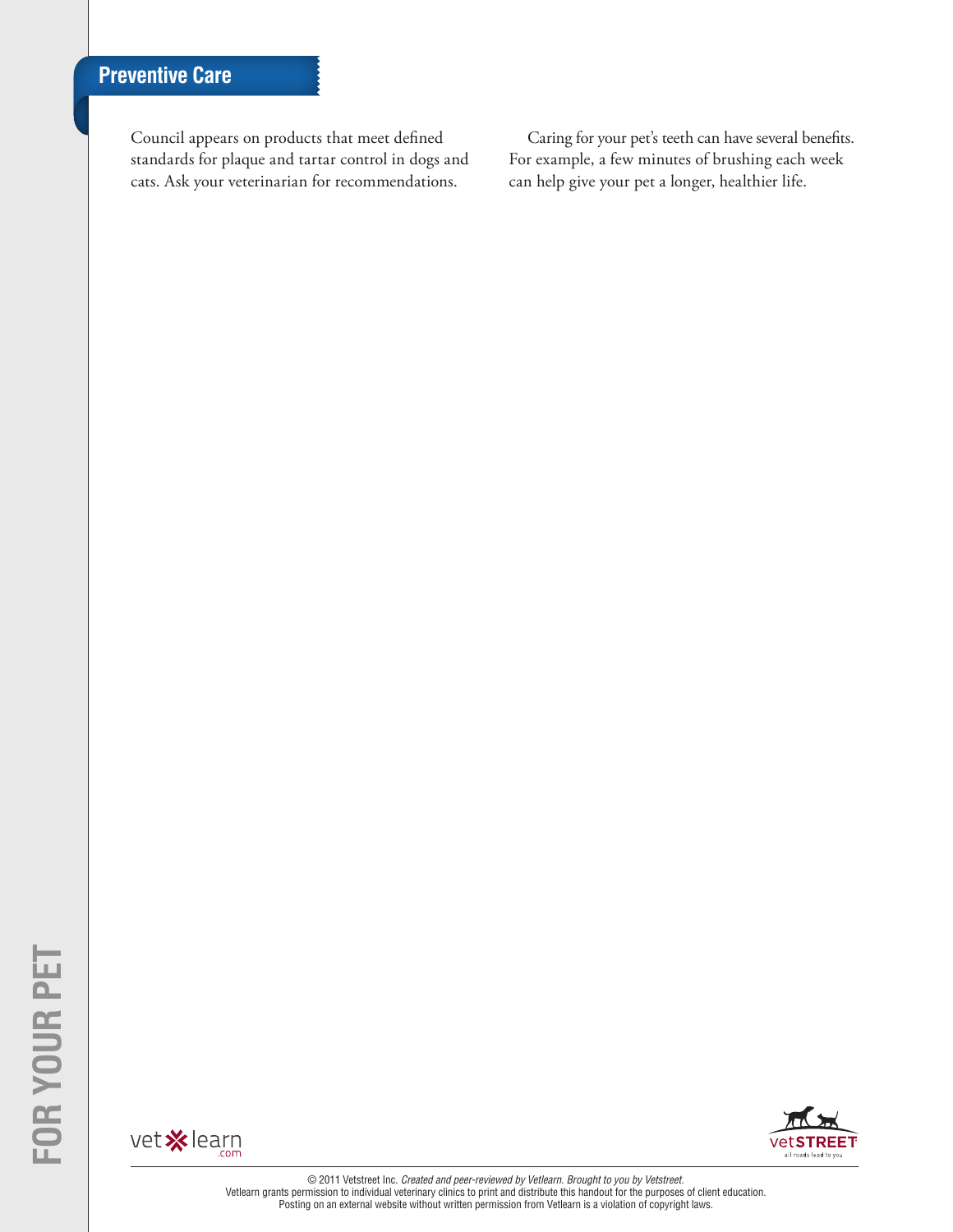Council appears on products that meet defined standards for plaque and tartar control in dogs and cats. Ask your veterinarian for recommendations.

Caring for your pet's teeth can have several benefits. For example, a few minutes of brushing each week can help give your pet a longer, healthier life.

© 2011 Vetstreet Inc. *Created and peer-reviewed by Vetlearn. Brought to you by Vetstreet.*
Vetlearn grants permission to individual veterinary clinics to print and distribute this handout for the purposes of client education.
Posting on an external website without written permission from Vetlearn is a violation of copyright laws.